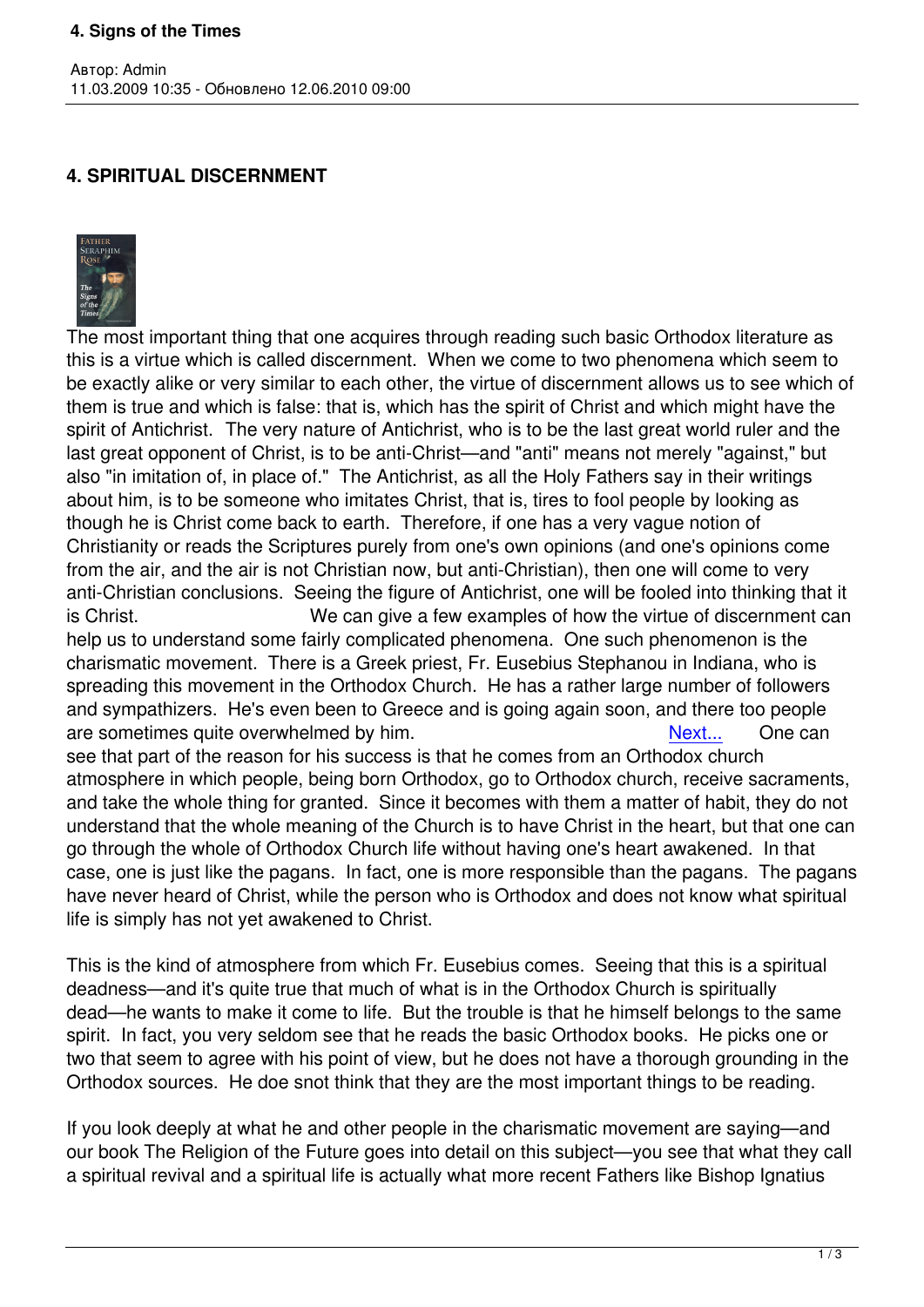# 4. SPIRITUAL DISCERNMENT

The most important thing that one acquires through reading such basic Orthodox literature as this is a virtue which is called discernment. When we come to two phenomena which seem to be exactly alike or very similar to each other, the virtue of discernment allows us to see which of them is true and which is false: that is, which has the spirit of Christ and which might have the spirit of Antichrist. The very nature of Antichrist, who is to be the last great world ruler and the last great opponent of Christ, is to be anti-Christ—and "anti" means not merely "against," but also "in imitation of, in place of." The Antichrist, as all the Holy Fathers say in their writings about him, is to be someone who imitates Christ, that is, tires to fool people by looking as though he is Christ come back to earth. Therefore, if one has a very vague notion of Christianity or reads the Scriptures purely from one's own opinions (and one's opinions come from the air, and the air is not Christian now, but anti-Christian), then one will come to very anti-Christian conclusions. Seeing the figure of Antichrist, one will be fooled into thinking that it is Christ. We can give a few examples of how the virtue of discernment can help us to understand some fairly complicated phenomena. One such phenomenon is the charismatic movement. There is a Greek priest, Fr. Eusebius Stephanou in Indiana, who is spreading this movement in the Orthodox Church. He has a rather large number of followers and sympathizers. He's even been to Greece and is going again soon, and there too people are sometimes quite overwhelmed by him. Next... One can see that part of the reason for his success is that he comes from an Orthodox church atmosphere in which people, being born Orthodox, go to Orthodox church, receive sacraments, and take the whole thing for granted. Since it becomes with them a matter of habit, they do not understand that the whole meaning of the Church is to have Christ in the heart, but that one can go through the whole of Orthodox Church life without having one's heart awakened. In that case, one is just like the pagans. In fact, one is more responsible than the pagans. The pagans have never heard of Christ, while the person who is Orthodox and does not know what spiritual life is simply has not yet awakened to Christ.

This is the kind of atmosphere from which Fr. Eusebius comes. Seeing that this is a spiritual deadness—and it's quite true that much of what is in the Orthodox Church is spiritually dead—he wants to make it come to life. But the trouble is that he himself belongs to the same spirit. In fact, you very seldom see that he reads the basic Orthodox books. He picks one or two that seem to agree with his point of view, but he does not have a thorough grounding in the Orthodox sources. He doe snot think that they are the most important things to be reading.

If you look deeply at what he and other people in the charismatic movement are saying—and our book The Religion of the Future goes into detail on this subject—you see that what they call a spiritual revival and a spiritual life is actually what more recent Fathers like Bishop Ignatius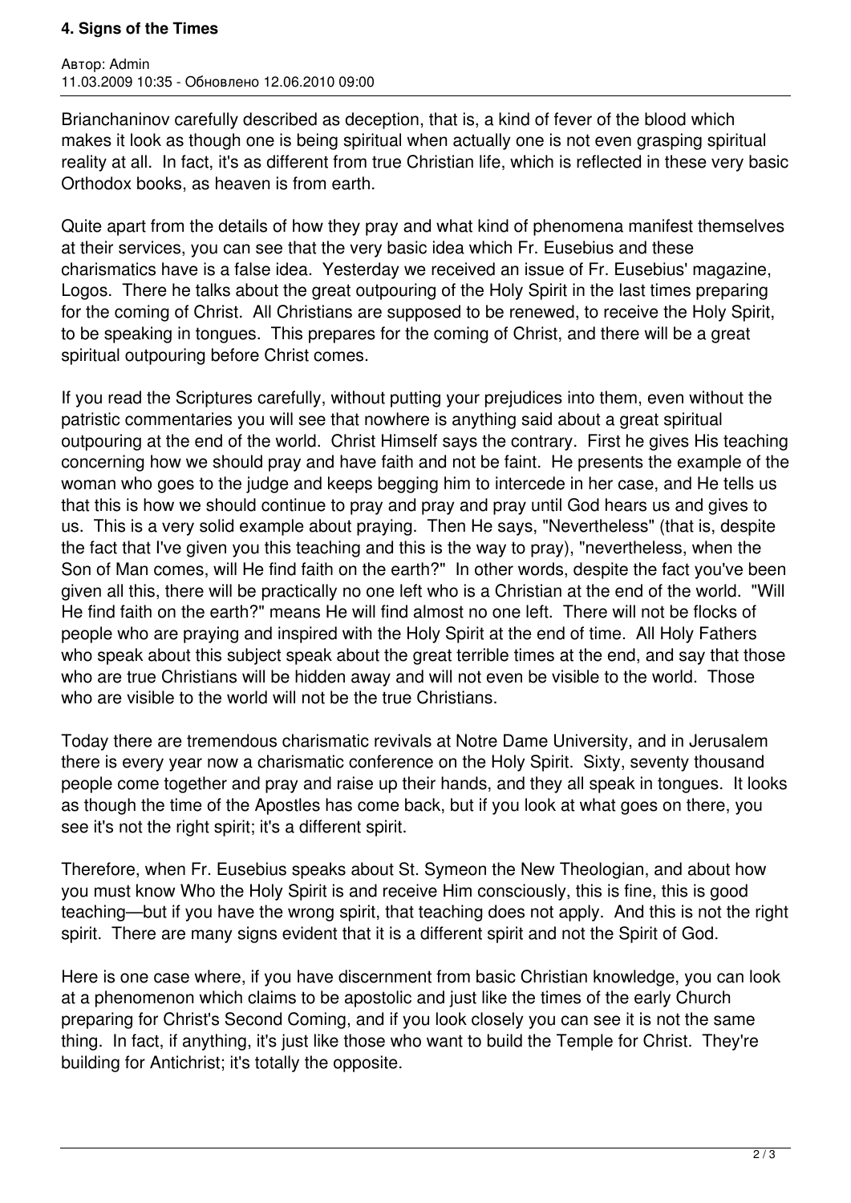Brianchaninov carefully described as deception, that is, a kind of fever of the blood which makes it look as though one is being spiritual when actually one is not even grasping spiritual reality at all. In fact, it's as different from true Christian life, which is reflected in these very basic Orthodox books, as heaven is from earth.

Quite apart from the details of how they pray and what kind of phenomena manifest themselves at their services, you can see that the very basic idea which Fr. Eusebius and these charismatics have is a false idea. Yesterday we received an issue of Fr. Eusebius' magazine, Logos. There he talks about the great outpouring of the Holy Spirit in the last times preparing for the coming of Christ. All Christians are supposed to be renewed, to receive the Holy Spirit, to be speaking in tongues. This prepares for the coming of Christ, and there will be a great spiritual outpouring before Christ comes.

If you read the Scriptures carefully, without putting your prejudices into them, even without the patristic commentaries you will see that nowhere is anything said about a great spiritual outpouring at the end of the world. Christ Himself says the contrary. First he gives His teaching concerning how we should pray and have faith and not be faint. He presents the example of the woman who goes to the judge and keeps begging him to intercede in her case, and He tells us that this is how we should continue to pray and pray and pray until God hears us and gives to us. This is a very solid example about praying. Then He says, "Nevertheless" (that is, despite the fact that I've given you this teaching and this is the way to pray), "nevertheless, when the Son of Man comes, will He find faith on the earth?" In other words, despite the fact you've been given all this, there will be practically no one left who is a Christian at the end of the world. "Will He find faith on the earth?" means He will find almost no one left. There will not be flocks of people who are praying and inspired with the Holy Spirit at the end of time. All Holy Fathers who speak about this subject speak about the great terrible times at the end, and say that those who are true Christians will be hidden away and will not even be visible to the world. Those who are visible to the world will not be the true Christians.

Today there are tremendous charismatic revivals at Notre Dame University, and in Jerusalem there is every year now a charismatic conference on the Holy Spirit. Sixty, seventy thousand people come together and pray and raise up their hands, and they all speak in tongues. It looks as though the time of the Apostles has come back, but if you look at what goes on there, you see it's not the right spirit; it's a different spirit.

Therefore, when Fr. Eusebius speaks about St. Symeon the New Theologian, and about how you must know Who the Holy Spirit is and receive Him consciously, this is fine, this is good teaching—but if you have the wrong spirit, that teaching does not apply. And this is not the right spirit. There are many signs evident that it is a different spirit and not the Spirit of God.

Here is one case where, if you have discernment from basic Christian knowledge, you can look at a phenomenon which claims to be apostolic and just like the times of the early Church preparing for Christ's Second Coming, and if you look closely you can see it is not the same thing. In fact, if anything, it's just like those who want to build the Temple for Christ. They're building for Antichrist; it's totally the opposite.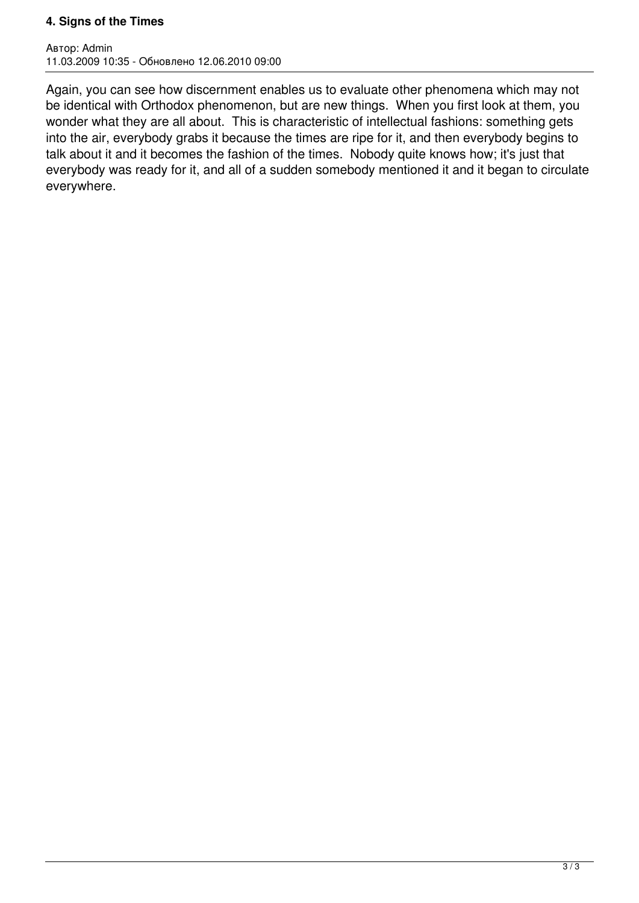Again, you can see how discernment enables us to evaluate other phenomena which may not be identical with Orthodox phenomenon, but are new things. When you first look at them, you wonder what they are all about. This is characteristic of intellectual fashions: something gets into the air, everybody grabs it because the times are ripe for it, and then everybody begins to talk about it and it becomes the fashion of the times. Nobody quite knows how; it's just that everybody was ready for it, and all of a sudden somebody mentioned it and it began to circulate everywhere.